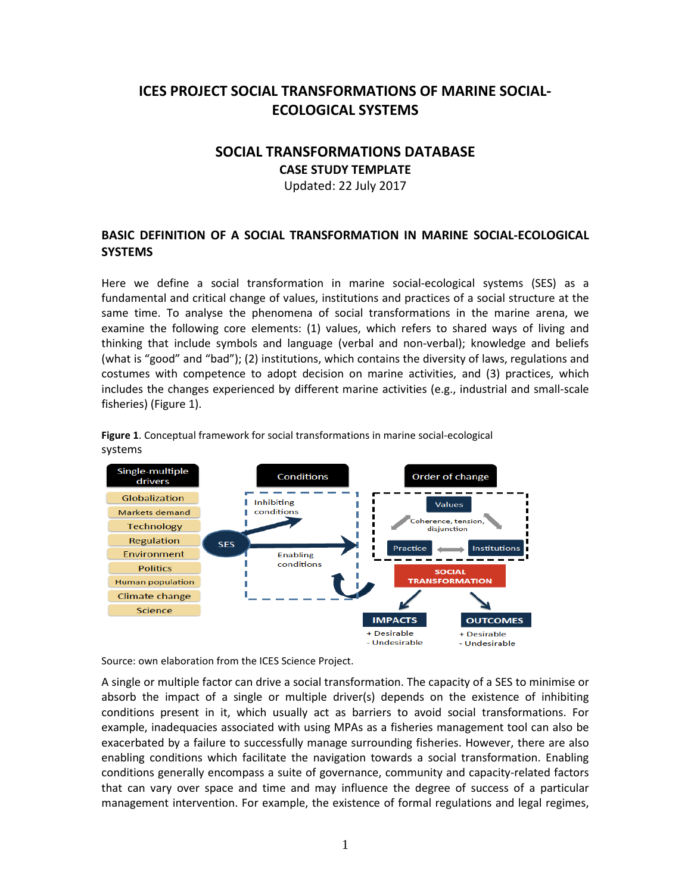# ICES PROJECT SOCIAL TRANSFORMATIONS OF MARINE SOCIAL-ECOLOGICAL SYSTEMS

## SOCIAL TRANSFORMATIONS DATABASE

### CASE STUDY TEMPLATE

Updated: 22 July 2017

## BASIC DEFINITION OF A SOCIAL TRANSFORMATION IN MARINE SOCIAL-ECOLOGICAL SYSTEMS

Here we define a social transformation in marine social-ecological systems (SES) as a fundamental and critical change of values, institutions and practices of a social structure at the same time. To analyse the phenomena of social transformations in the marine arena, we examine the following core elements: (1) values, which refers to shared ways of living and thinking that include symbols and language (verbal and non-verbal); knowledge and beliefs (what is "good" and "bad"); (2) institutions, which contains the diversity of laws, regulations and costumes with competence to adopt decision on marine activities, and (3) practices, which includes the changes experienced by different marine activities (e.g., industrial and small-scale fisheries) (Figure 1).

**Figure 1**. Conceptual framework for social transformations in marine social-ecological systems

Source: own elaboration from the ICES Science Project.

A single or multiple factor can drive a social transformation. The capacity of a SES to minimise or absorb the impact of a single or multiple driver(s) depends on the existence of inhibiting conditions present in it, which usually act as barriers to avoid social transformations. For example, inadequacies associated with using MPAs as a fisheries management tool can also be exacerbated by a failure to successfully manage surrounding fisheries. However, there are also enabling conditions which facilitate the navigation towards a social transformation. Enabling conditions generally encompass a suite of governance, community and capacity-related factors that can vary over space and time and may influence the degree of success of a particular management intervention. For example, the existence of formal regulations and legal regimes,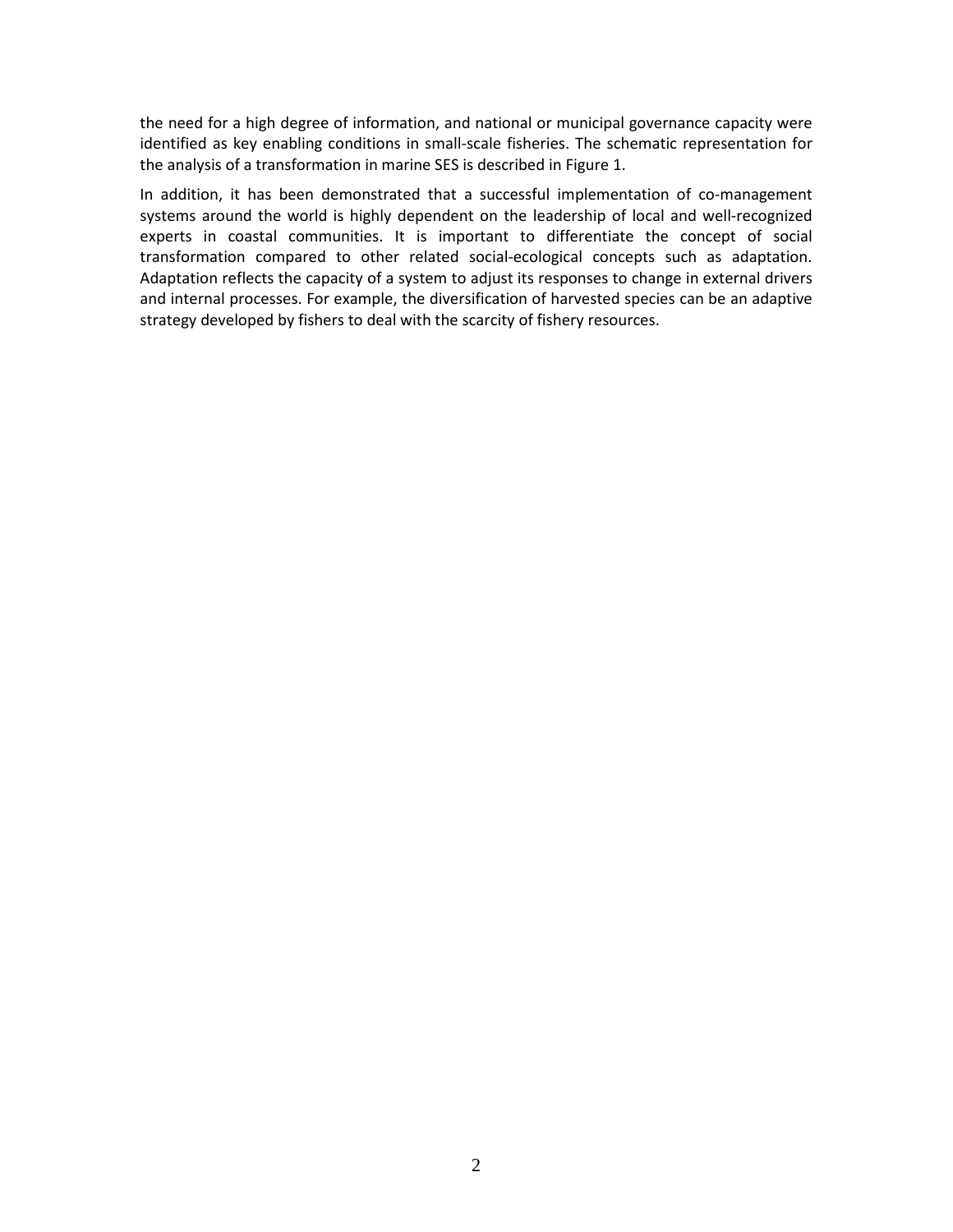the need for a high degree of information, and national or municipal governance capacity were identified as key enabling conditions in small-scale fisheries. The schematic representation for the analysis of a transformation in marine SES is described in Figure 1.

In addition, it has been demonstrated that a successful implementation of co-management systems around the world is highly dependent on the leadership of local and well-recognized experts in coastal communities. It is important to differentiate the concept of social transformation compared to other related social-ecological concepts such as adaptation. Adaptation reflects the capacity of a system to adjust its responses to change in external drivers and internal processes. For example, the diversification of harvested species can be an adaptive strategy developed by fishers to deal with the scarcity of fishery resources.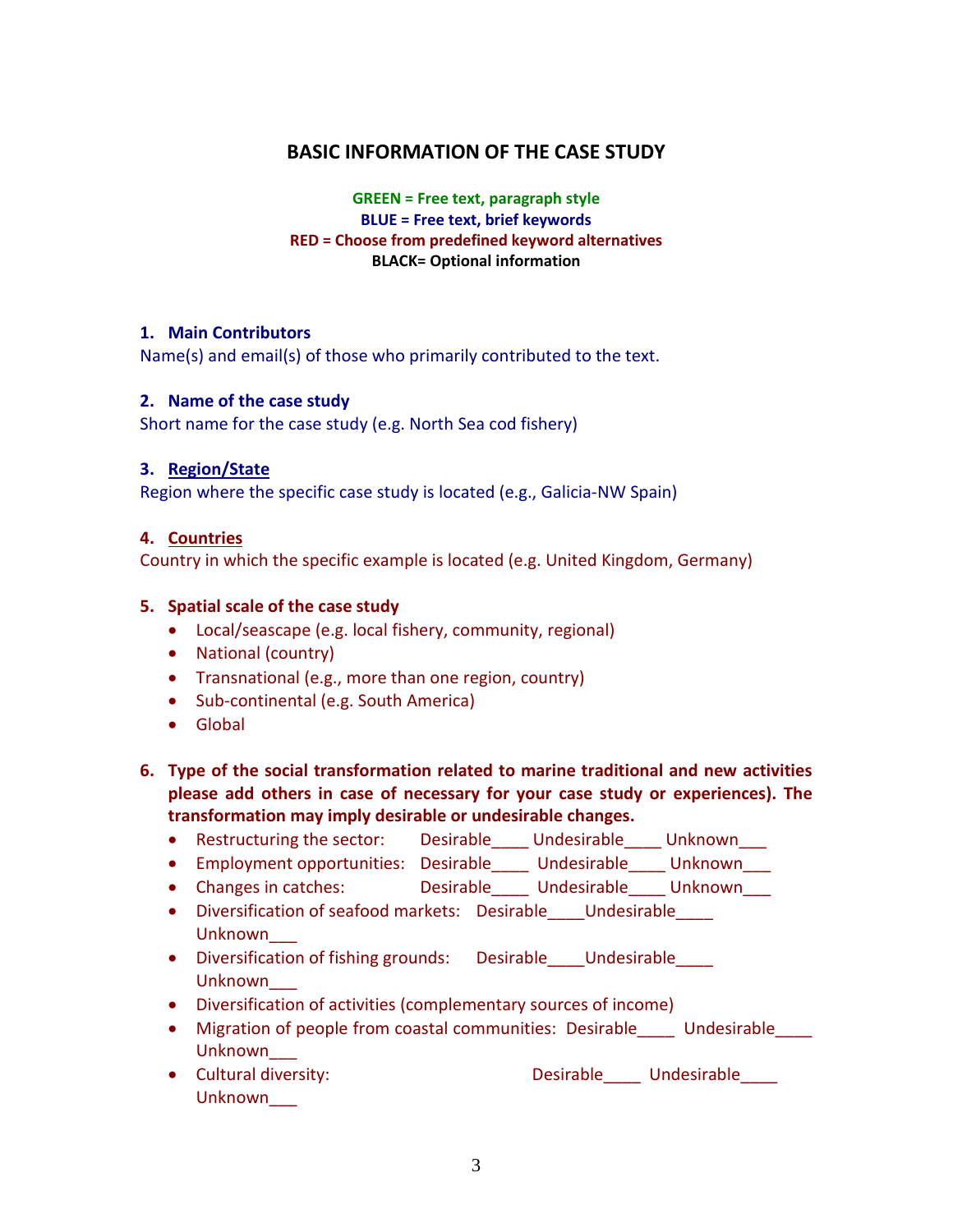## BASIC INFORMATION OF THE CASE STUDY

**GREEN = Free text, paragraph style**
**BLUE = Free text, brief keywords**
**RED = Choose from predefined keyword alternatives**
**BLACK= Optional information**

### 1. Main Contributors

Name(s) and email(s) of those who primarily contributed to the text.

### 2. Name of the case study

Short name for the case study (e.g. North Sea cod fishery)

### 3. Region/State

Region where the specific case study is located (e.g., Galicia-NW Spain)

### 4. Countries

Country in which the specific example is located (e.g. United Kingdom, Germany)

### 5. Spatial scale of the case study

- Local/seascape (e.g. local fishery, community, regional)
- National (country)
- Transnational (e.g., more than one region, country)
- Sub-continental (e.g. South America)
- Global

### 6. Type of the social transformation related to marine traditional and new activities please add others in case of necessary for your case study or experiences). The transformation may imply desirable or undesirable changes.

- Restructuring the sector: Desirable____ Undesirable____ Unknown___
- Employment opportunities: Desirable____ Undesirable____ Unknown___
- Changes in catches: Desirable____ Undesirable____ Unknown___
- Diversification of seafood markets: Desirable____Undesirable____ Unknown___
- Diversification of fishing grounds: Desirable____Undesirable____ Unknown___
- Diversification of activities (complementary sources of income)
- Migration of people from coastal communities: Desirable____ Undesirable____ Unknown___
- Cultural diversity: Desirable____ Undesirable____ Unknown___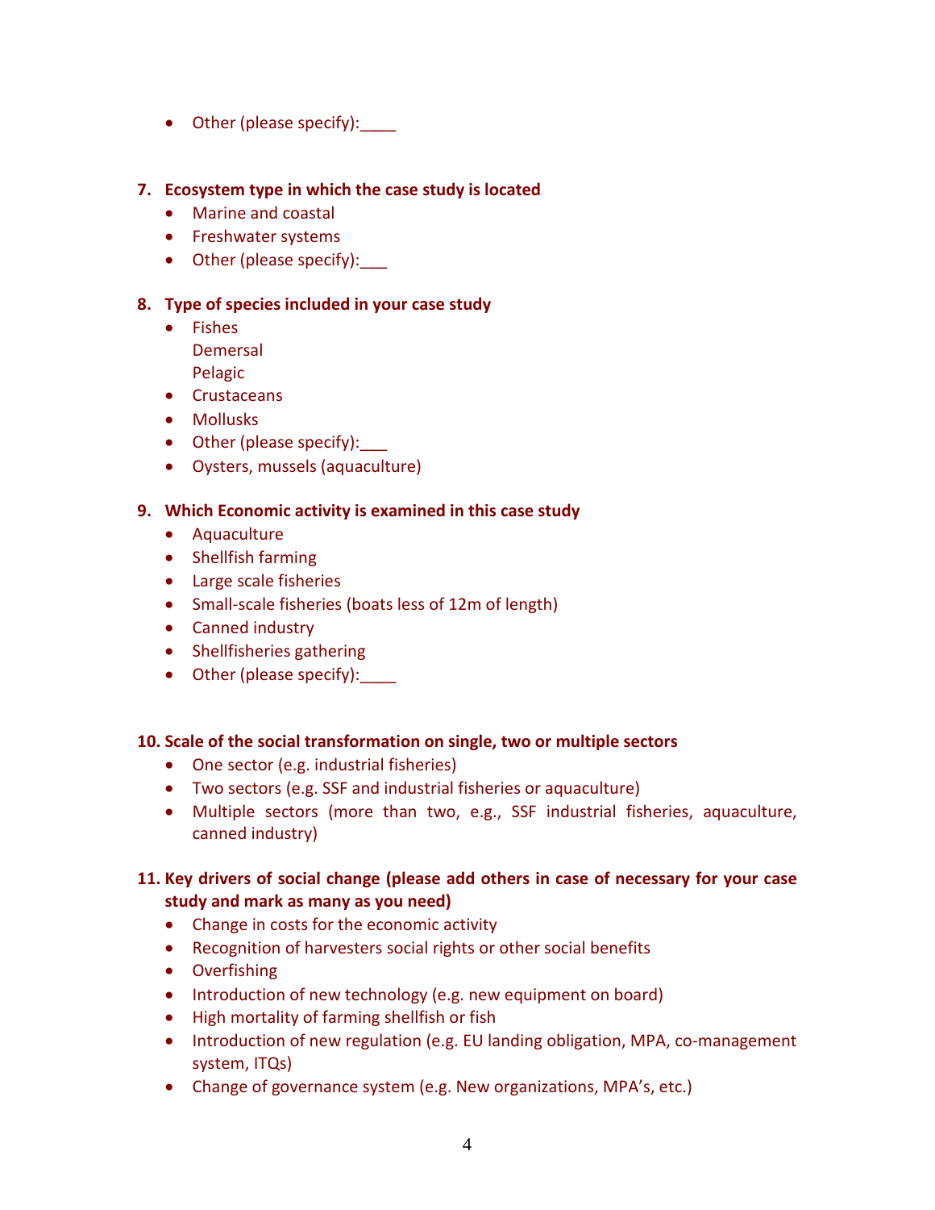- Other (please specify):____

**7. Ecosystem type in which the case study is located**

- Marine and coastal
- Freshwater systems
- Other (please specify):___

**8. Type of species included in your case study**

- Fishes
  Demersal
  Pelagic
- Crustaceans
- Mollusks
- Other (please specify):___
- Oysters, mussels (aquaculture)

**9. Which Economic activity is examined in this case study**

- Aquaculture
- Shellfish farming
- Large scale fisheries
- Small-scale fisheries (boats less of 12m of length)
- Canned industry
- Shellfisheries gathering
- Other (please specify):____

**10. Scale of the social transformation on single, two or multiple sectors**

- One sector (e.g. industrial fisheries)
- Two sectors (e.g. SSF and industrial fisheries or aquaculture)
- Multiple sectors (more than two, e.g., SSF industrial fisheries, aquaculture, canned industry)

**11. Key drivers of social change (please add others in case of necessary for your case study and mark as many as you need)**

- Change in costs for the economic activity
- Recognition of harvesters social rights or other social benefits
- Overfishing
- Introduction of new technology (e.g. new equipment on board)
- High mortality of farming shellfish or fish
- Introduction of new regulation (e.g. EU landing obligation, MPA, co-management system, ITQs)
- Change of governance system (e.g. New organizations, MPA's, etc.)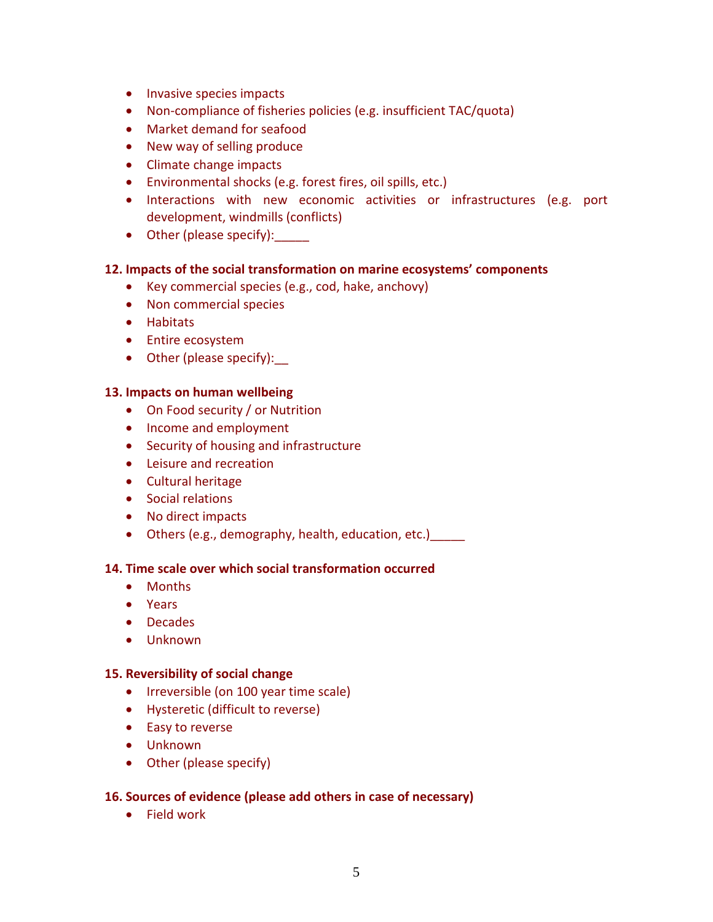- Invasive species impacts
- Non-compliance of fisheries policies (e.g. insufficient TAC/quota)
- Market demand for seafood
- New way of selling produce
- Climate change impacts
- Environmental shocks (e.g. forest fires, oil spills, etc.)
- Interactions with new economic activities or infrastructures (e.g. port development, windmills (conflicts)
- Other (please specify):_____

**12. Impacts of the social transformation on marine ecosystems' components**

- Key commercial species (e.g., cod, hake, anchovy)
- Non commercial species
- Habitats
- Entire ecosystem
- Other (please specify):__

**13. Impacts on human wellbeing**

- On Food security / or Nutrition
- Income and employment
- Security of housing and infrastructure
- Leisure and recreation
- Cultural heritage
- Social relations
- No direct impacts
- Others (e.g., demography, health, education, etc.)_____

**14. Time scale over which social transformation occurred**

- Months
- Years
- Decades
- Unknown

**15. Reversibility of social change**

- Irreversible (on 100 year time scale)
- Hysteretic (difficult to reverse)
- Easy to reverse
- Unknown
- Other (please specify)

**16. Sources of evidence (please add others in case of necessary)**

- Field work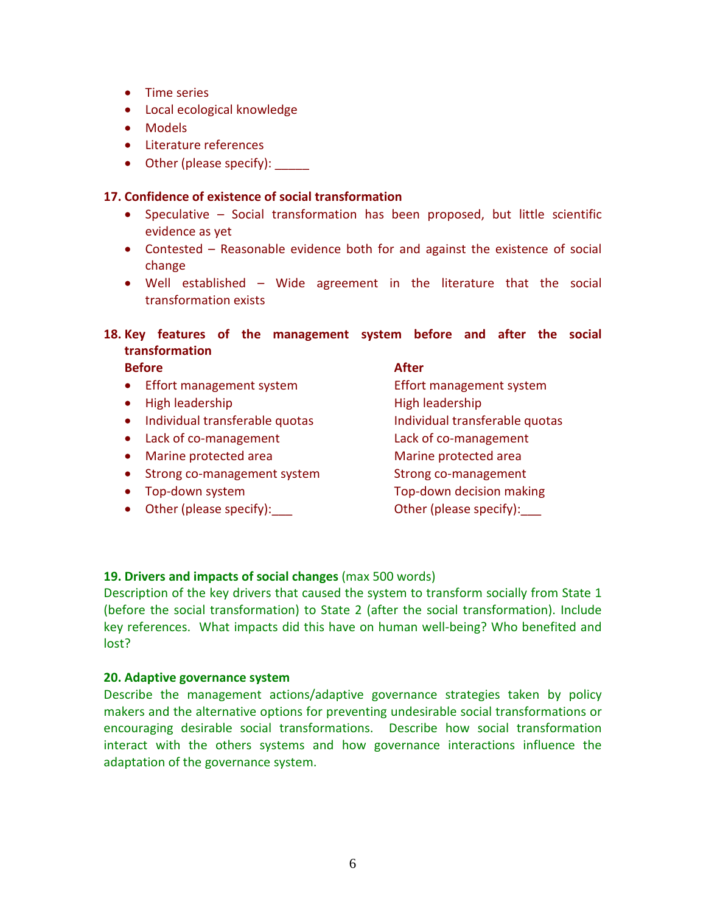- Time series
- Local ecological knowledge
- Models
- Literature references
- Other (please specify): _____

**17. Confidence of existence of social transformation**

- Speculative – Social transformation has been proposed, but little scientific evidence as yet
- Contested – Reasonable evidence both for and against the existence of social change
- Well established – Wide agreement in the literature that the social transformation exists

**18. Key features of the management system before and after the social transformation**

| **Before** | **After** |
| --- | --- |
| Effort management system | Effort management system |
| High leadership | High leadership |
| Individual transferable quotas | Individual transferable quotas |
| Lack of co-management | Lack of co-management |
| Marine protected area | Marine protected area |
| Strong co-management system | Strong co-management |
| Top-down system | Top-down decision making |
| Other (please specify):___ | Other (please specify):___ |

**19. Drivers and impacts of social changes** (max 500 words)

Description of the key drivers that caused the system to transform socially from State 1 (before the social transformation) to State 2 (after the social transformation). Include key references. What impacts did this have on human well-being? Who benefited and lost?

**20. Adaptive governance system**

Describe the management actions/adaptive governance strategies taken by policy makers and the alternative options for preventing undesirable social transformations or encouraging desirable social transformations. Describe how social transformation interact with the others systems and how governance interactions influence the adaptation of the governance system.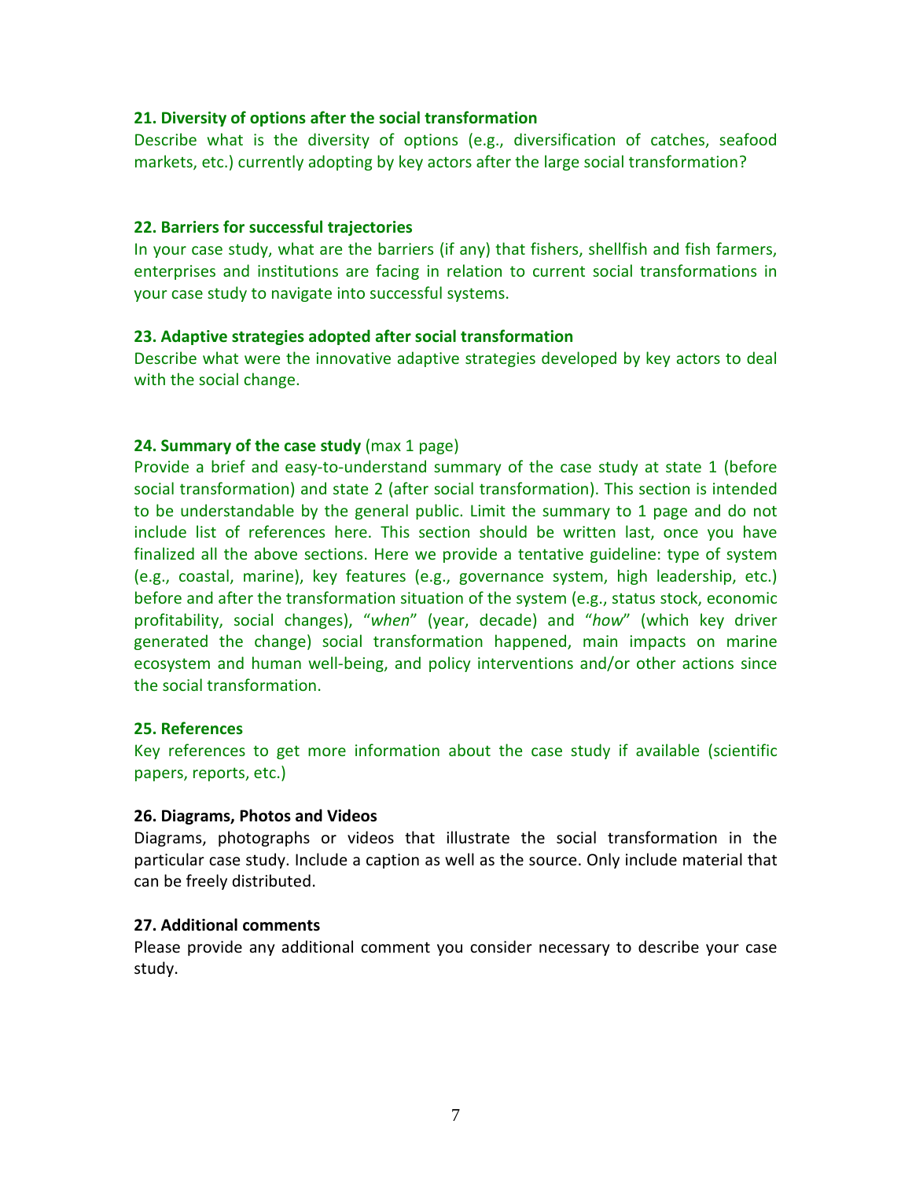**21. Diversity of options after the social transformation**

Describe what is the diversity of options (e.g., diversification of catches, seafood markets, etc.) currently adopting by key actors after the large social transformation?

**22. Barriers for successful trajectories**

In your case study, what are the barriers (if any) that fishers, shellfish and fish farmers, enterprises and institutions are facing in relation to current social transformations in your case study to navigate into successful systems.

**23. Adaptive strategies adopted after social transformation**

Describe what were the innovative adaptive strategies developed by key actors to deal with the social change.

**24. Summary of the case study** (max 1 page)

Provide a brief and easy-to-understand summary of the case study at state 1 (before social transformation) and state 2 (after social transformation). This section is intended to be understandable by the general public. Limit the summary to 1 page and do not include list of references here. This section should be written last, once you have finalized all the above sections. Here we provide a tentative guideline: type of system (e.g., coastal, marine), key features (e.g., governance system, high leadership, etc.) before and after the transformation situation of the system (e.g., status stock, economic profitability, social changes), "*when*" (year, decade) and "*how*" (which key driver generated the change) social transformation happened, main impacts on marine ecosystem and human well-being, and policy interventions and/or other actions since the social transformation.

**25. References**

Key references to get more information about the case study if available (scientific papers, reports, etc.)

**26. Diagrams, Photos and Videos**

Diagrams, photographs or videos that illustrate the social transformation in the particular case study. Include a caption as well as the source. Only include material that can be freely distributed.

**27. Additional comments**

Please provide any additional comment you consider necessary to describe your case study.